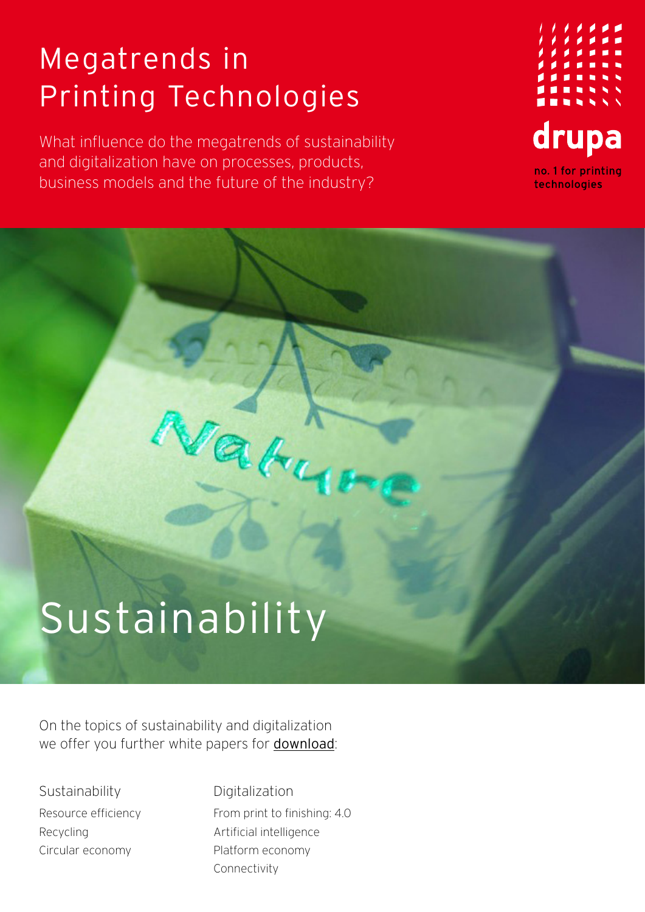# Megatrends in Printing Technologies

What influence do the megatrends of sustainability and digitalization have on processes, products, business models and the future of the industry?

drupa

no. 1 for printing technologies

# Sustainability

On the topics of sustainability and digitalization we offer you further white papers for download:

Sustainability

- Resource efficiency
- Recycling
- Circular economy

Digitalization

- From print to finishing: 4.0
- Artificial intelligence
- Platform economy
- Connectivity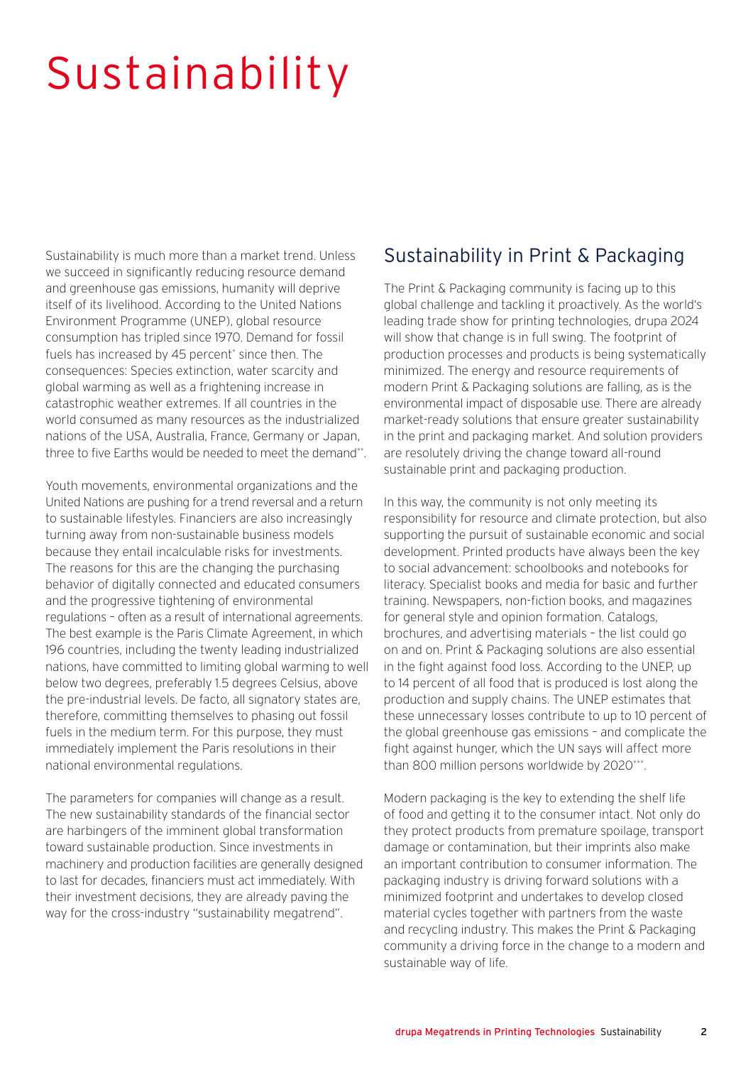# Sustainability

Sustainability is much more than a market trend. Unless we succeed in significantly reducing resource demand and greenhouse gas emissions, humanity will deprive itself of its livelihood. According to the United Nations Environment Programme (UNEP), global resource consumption has tripled since 1970. Demand for fossil fuels has increased by 45 percent[*] since then. The consequences: Species extinction, water scarcity and global warming as well as a frightening increase in catastrophic weather extremes. If all countries in the world consumed as many resources as the industrialized nations of the USA, Australia, France, Germany or Japan, three to five Earths would be needed to meet the demand[**].

Youth movements, environmental organizations and the United Nations are pushing for a trend reversal and a return to sustainable lifestyles. Financiers are also increasingly turning away from non-sustainable business models because they entail incalculable risks for investments. The reasons for this are the changing the purchasing behavior of digitally connected and educated consumers and the progressive tightening of environmental regulations – often as a result of international agreements. The best example is the Paris Climate Agreement, in which 196 countries, including the twenty leading industrialized nations, have committed to limiting global warming to well below two degrees, preferably 1.5 degrees Celsius, above the pre-industrial levels. De facto, all signatory states are, therefore, committing themselves to phasing out fossil fuels in the medium term. For this purpose, they must immediately implement the Paris resolutions in their national environmental regulations.

The parameters for companies will change as a result. The new sustainability standards of the financial sector are harbingers of the imminent global transformation toward sustainable production. Since investments in machinery and production facilities are generally designed to last for decades, financiers must act immediately. With their investment decisions, they are already paving the way for the cross-industry "sustainability megatrend".

## Sustainability in Print & Packaging

The Print & Packaging community is facing up to this global challenge and tackling it proactively. As the world's leading trade show for printing technologies, drupa 2024 will show that change is in full swing. The footprint of production processes and products is being systematically minimized. The energy and resource requirements of modern Print & Packaging solutions are falling, as is the environmental impact of disposable use. There are already market-ready solutions that ensure greater sustainability in the print and packaging market. And solution providers are resolutely driving the change toward all-round sustainable print and packaging production.

In this way, the community is not only meeting its responsibility for resource and climate protection, but also supporting the pursuit of sustainable economic and social development. Printed products have always been the key to social advancement: schoolbooks and notebooks for literacy. Specialist books and media for basic and further training. Newspapers, non-fiction books, and magazines for general style and opinion formation. Catalogs, brochures, and advertising materials – the list could go on and on. Print & Packaging solutions are also essential in the fight against food loss. According to the UNEP, up to 14 percent of all food that is produced is lost along the production and supply chains. The UNEP estimates that these unnecessary losses contribute to up to 10 percent of the global greenhouse gas emissions – and complicate the fight against hunger, which the UN says will affect more than 800 million persons worldwide by 2020[***].

Modern packaging is the key to extending the shelf life of food and getting it to the consumer intact. Not only do they protect products from premature spoilage, transport damage or contamination, but their imprints also make an important contribution to consumer information. The packaging industry is driving forward solutions with a minimized footprint and undertakes to develop closed material cycles together with partners from the waste and recycling industry. This makes the Print & Packaging community a driving force in the change to a modern and sustainable way of life.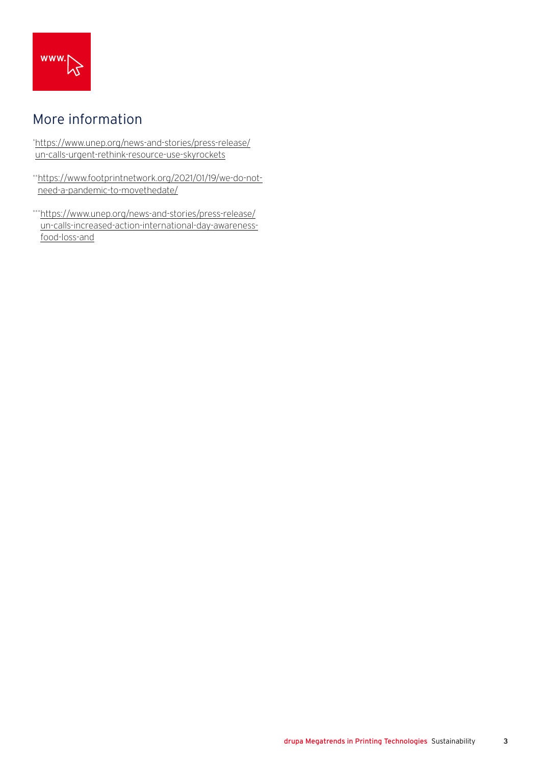## More information

*https://www.unep.org/news-and-stories/press-release/un-calls-urgent-rethink-resource-use-skyrockets

**https://www.footprintnetwork.org/2021/01/19/we-do-not-need-a-pandemic-to-movethedate/

***https://www.unep.org/news-and-stories/press-release/un-calls-increased-action-international-day-awareness-food-loss-and